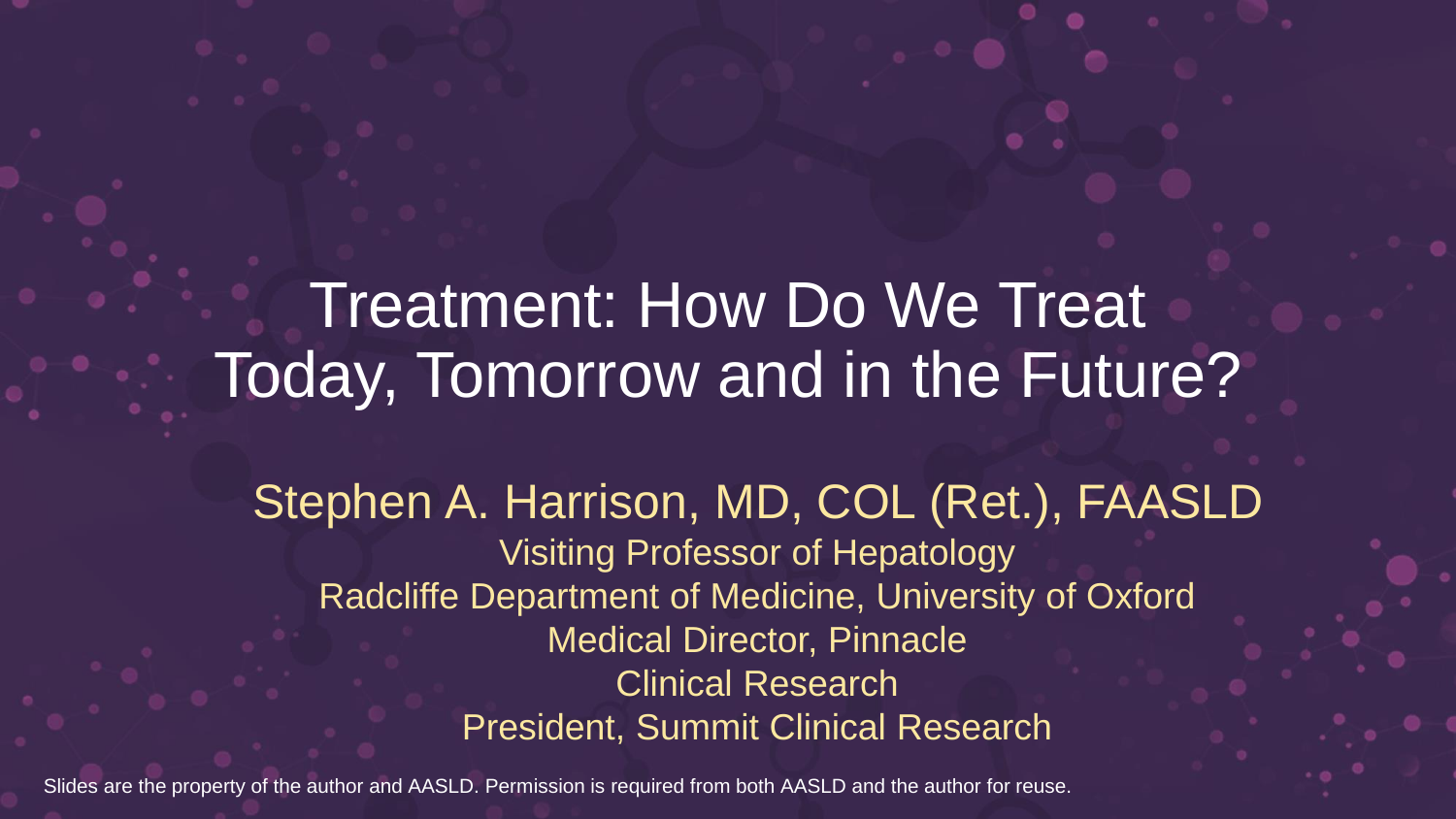# Treatment: How Do We Treat Today, Tomorrow and in the Future?

**Stephen A. Harrison, MD, COL (Ret.), FAASLD**

Visiting Professor of Hepatology

Radcliffe Department of Medicine, University of Oxford

Medical Director, Pinnacle Clinical Research

President, Summit Clinical Research

Slides are the property of the author and AASLD. Permission is required from both AASLD and the author for reuse.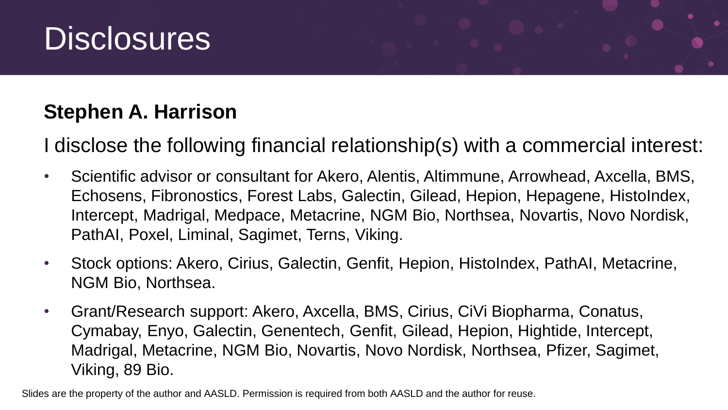# Disclosures

**Stephen A. Harrison**

I disclose the following financial relationship(s) with a commercial interest:

- Scientific advisor or consultant for Akero, Alentis, Altimmune, Arrowhead, Axcella, BMS, Echosens, Fibronostics, Forest Labs, Galectin, Gilead, Hepion, Hepagene, HistoIndex, Intercept, Madrigal, Medpace, Metacrine, NGM Bio, Northsea, Novartis, Novo Nordisk, PathAI, Poxel, Liminal, Sagimet, Terns, Viking.
- Stock options: Akero, Cirius, Galectin, Genfit, Hepion, HistoIndex, PathAI, Metacrine, NGM Bio, Northsea.
- Grant/Research support: Akero, Axcella, BMS, Cirius, CiVi Biopharma, Conatus, Cymabay, Enyo, Galectin, Genentech, Genfit, Gilead, Hepion, Hightide, Intercept, Madrigal, Metacrine, NGM Bio, Novartis, Novo Nordisk, Northsea, Pfizer, Sagimet, Viking, 89 Bio.

Slides are the property of the author and AASLD. Permission is required from both AASLD and the author for reuse.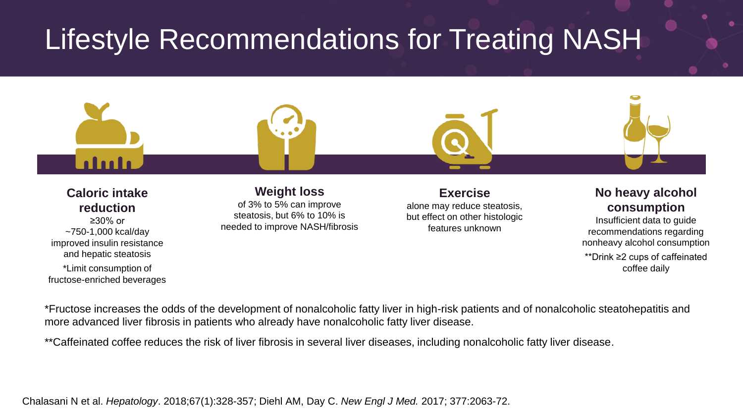# Lifestyle Recommendations for Treating NASH

**Caloric intake reduction**
≥30% or
~750-1,000 kcal/day
improved insulin resistance and hepatic steatosis

*Limit consumption of fructose-enriched beverages

**Weight loss**
of 3% to 5% can improve steatosis, but 6% to 10% is needed to improve NASH/fibrosis

**Exercise**
alone may reduce steatosis, but effect on other histologic features unknown

**No heavy alcohol consumption**
Insufficient data to guide recommendations regarding nonheavy alcohol consumption

**Drink ≥2 cups of caffeinated coffee daily

*Fructose increases the odds of the development of nonalcoholic fatty liver in high-risk patients and of nonalcoholic steatohepatitis and more advanced liver fibrosis in patients who already have nonalcoholic fatty liver disease.

**Caffeinated coffee reduces the risk of liver fibrosis in several liver diseases, including nonalcoholic fatty liver disease.

Chalasani N et al. *Hepatology*. 2018;67(1):328-357; Diehl AM, Day C. *New Engl J Med.* 2017; 377:2063-72.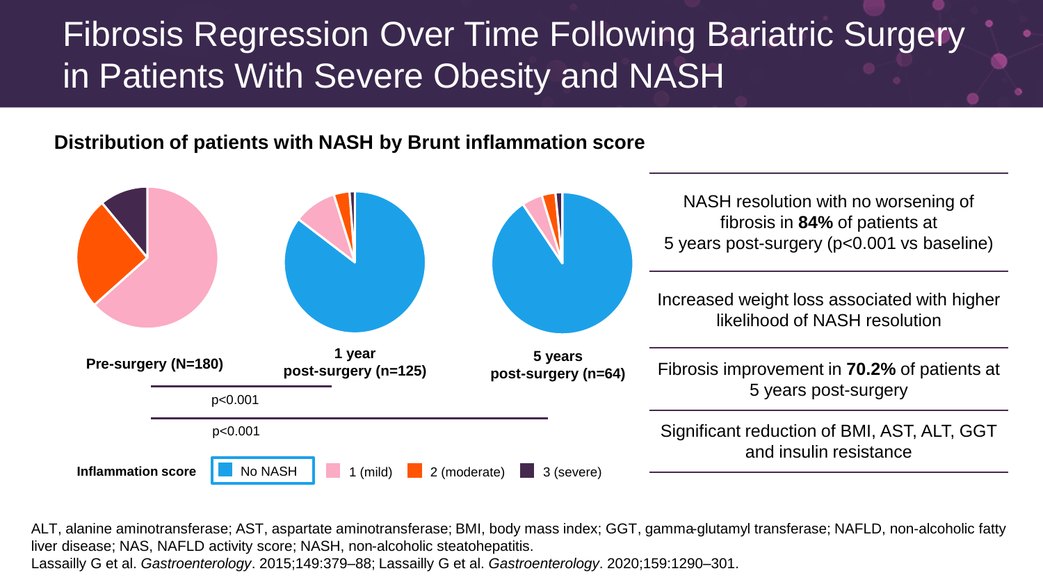# Fibrosis Regression Over Time Following Bariatric Surgery in Patients With Severe Obesity and NASH

**Distribution of patients with NASH by Brunt inflammation score**

**Pre-surgery (N=180)**

**1 year post-surgery (n=125)**

**5 years post-surgery (n=64)**

p<0.001

p<0.001

**Inflammation score** No NASH 1 (mild) 2 (moderate) 3 (severe)

NASH resolution with no worsening of fibrosis in **84%** of patients at 5 years post-surgery (p<0.001 vs baseline)

Increased weight loss associated with higher likelihood of NASH resolution

Fibrosis improvement in **70.2%** of patients at 5 years post-surgery

Significant reduction of BMI, AST, ALT, GGT and insulin resistance

ALT, alanine aminotransferase; AST, aspartate aminotransferase; BMI, body mass index; GGT, gamma-glutamyl transferase; NAFLD, non-alcoholic fatty liver disease; NAS, NAFLD activity score; NASH, non-alcoholic steatohepatitis.
Lassailly G et al. *Gastroenterology*. 2015;149:379–88; Lassailly G et al. *Gastroenterology*. 2020;159:1290–301.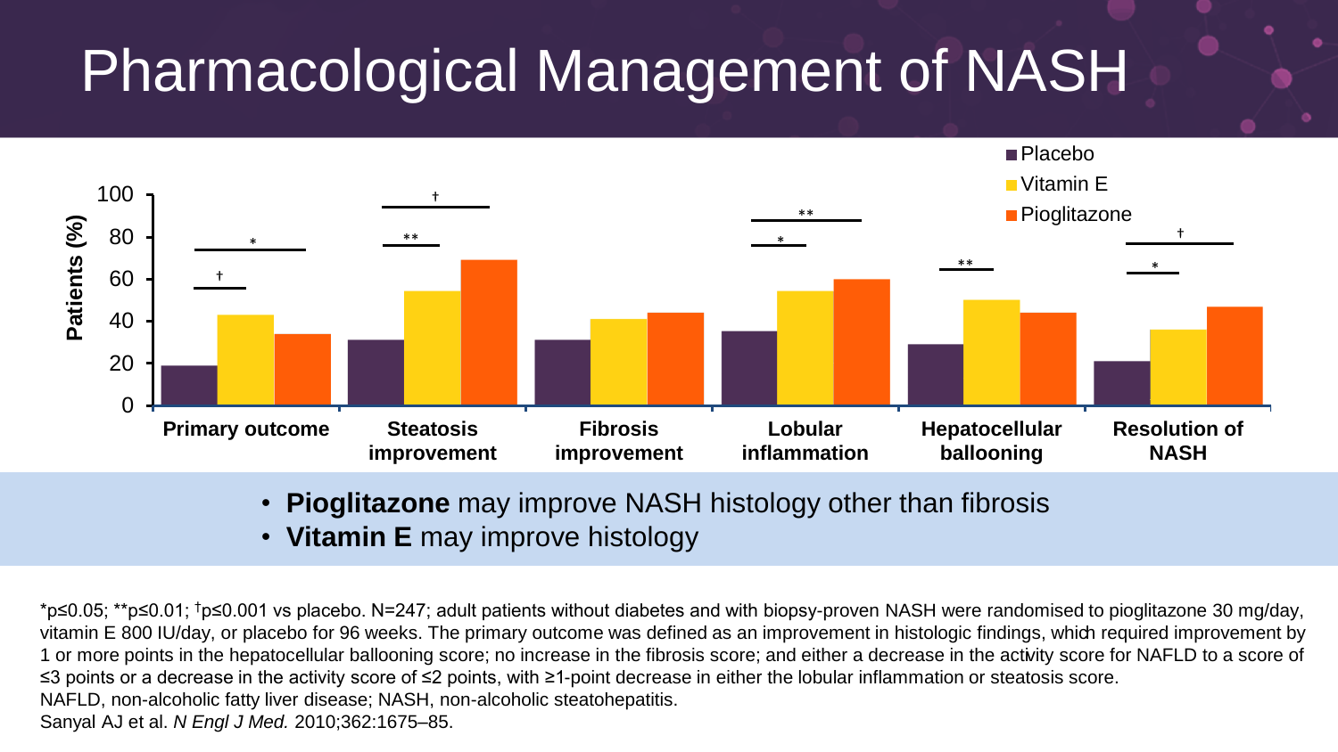# Pharmacological Management of NASH

| | Placebo | Vitamin E | Pioglitazone |
|---|---|---|---|
| Primary outcome | 19 | 43[†] | 34[*] |
| Steatosis improvement | 31 | 54[**] | 69[†] |
| Fibrosis improvement | 31 | 41 | 44 |
| Lobular inflammation | 35 | 54[*] | 60[**] |
| Hepatocellular ballooning | 29 | 50[**] | 44 |
| Resolution of NASH | 21 | 36[*] | 47[†] |

Patients (%)

- **Pioglitazone** may improve NASH histology other than fibrosis
- **Vitamin E** may improve histology

*p≤0.05; **p≤0.01; †p≤0.001 vs placebo. N=247; adult patients without diabetes and with biopsy-proven NASH were randomised to pioglitazone 30 mg/day, vitamin E 800 IU/day, or placebo for 96 weeks. The primary outcome was defined as an improvement in histologic findings, which required improvement by 1 or more points in the hepatocellular ballooning score; no increase in the fibrosis score; and either a decrease in the activity score for NAFLD to a score of ≤3 points or a decrease in the activity score of ≤2 points, with ≥1-point decrease in either the lobular inflammation or steatosis score.

NAFLD, non-alcoholic fatty liver disease; NASH, non-alcoholic steatohepatitis.

Sanyal AJ et al. *N Engl J Med.* 2010;362:1675–85.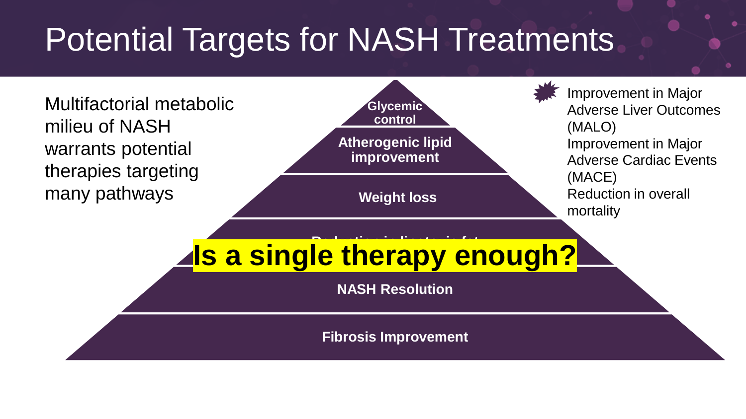# Potential Targets for NASH Treatments

Multifactorial metabolic milieu of NASH warrants potential therapies targeting many pathways

**Glycemic control**

**Atherogenic lipid improvement**

**Weight loss**

**Reduction in lipotoxic fat**

**Is a single therapy enough?**

**NASH Resolution**

**Fibrosis Improvement**

- Improvement in Major Adverse Liver Outcomes (MALO)
- Improvement in Major Adverse Cardiac Events (MACE)
- Reduction in overall mortality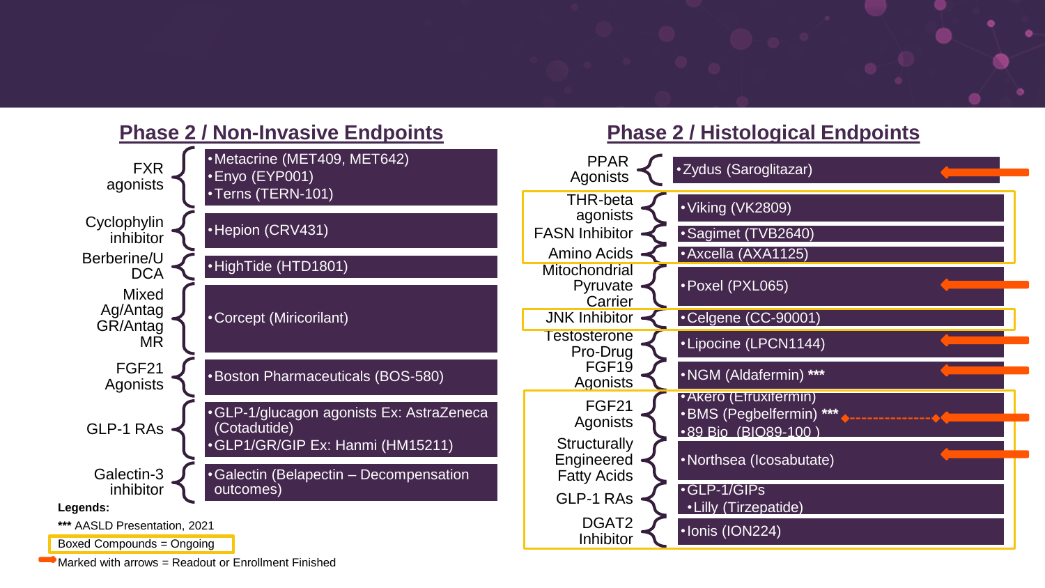## Phase 2 / Non-Invasive Endpoints

| Target | Compounds |
|---|---|
| FXR agonists | • Metacrine (MET409, MET642)<br>• Enyo (EYP001)<br>• Terns (TERN-101) |
| Cyclophylin inhibitor | • Hepion (CRV431) |
| Berberine/UDCA | • HighTide (HTD1801) |
| Mixed Ag/Antag GR/Antag MR | • Corcept (Miricorilant) |
| FGF21 Agonists | • Boston Pharmaceuticals (BOS-580) |
| GLP-1 RAs | • GLP-1/glucagon agonists Ex: AstraZeneca (Cotadutide)<br>• GLP1/GR/GIP Ex: Hanmi (HM15211) |
| Galectin-3 inhibitor | • Galectin (Belapectin – Decompensation outcomes) |

## Phase 2 / Histological Endpoints

| Target | Compounds |
|---|---|
| PPAR Agonists | • Zydus (Saroglitazar) ➡ |
| THR-beta agonists | • Viking (VK2809) [Boxed] |
| FASN Inhibitor | • Sagimet (TVB2640) [Boxed] |
| Amino Acids | • Axcella (AXA1125) [Boxed] |
| Mitochondrial Pyruvate Carrier | • Poxel (PXL065) ➡ |
| JNK Inhibitor | • Celgene (CC-90001) [Boxed] |
| Testosterone Pro-Drug | • Lipocine (LPCN1144) ➡ |
| FGF19 Agonists | • NGM (Aldafermin) *** ➡ |
| FGF21 Agonists | • Akero (Efruxifermin) [Boxed]<br>• BMS (Pegbelfermin) *** ➡ [Boxed]<br>• 89 Bio (BIO89-100) [Boxed] |
| Structurally Engineered Fatty Acids | • Northsea (Icosabutate) ➡ [Boxed] |
| GLP-1 RAs | • GLP-1/GIPs<br>• Lilly (Tirzepatide) [Boxed] |
| DGAT2 Inhibitor | • Ionis (ION224) [Boxed] |

**Legends:**

*** AASLD Presentation, 2021

Boxed Compounds = Ongoing

Marked with arrows = Readout or Enrollment Finished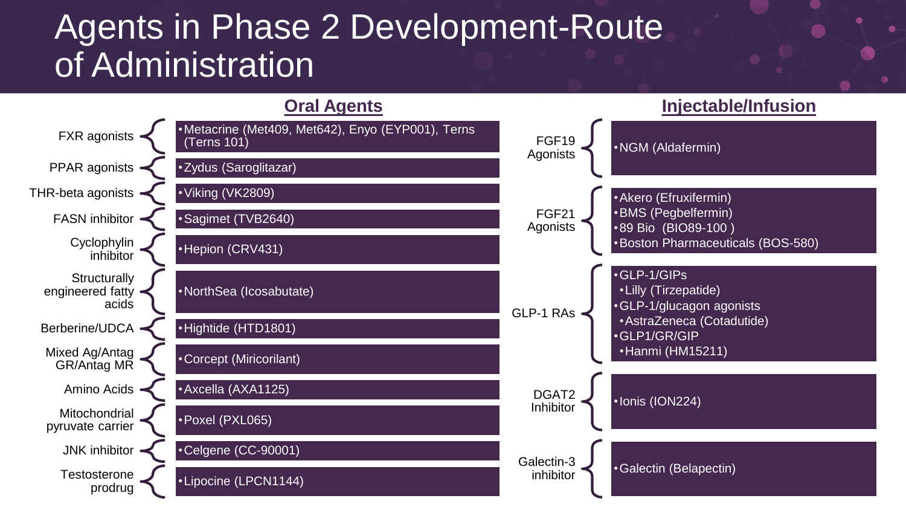# Agents in Phase 2 Development-Route of Administration

## Oral Agents

| Class | Agents |
| --- | --- |
| FXR agonists | Metacrine (Met409, Met642), Enyo (EYP001), Terns (Terns 101) |
| PPAR agonists | Zydus (Saroglitazar) |
| THR-beta agonists | Viking (VK2809) |
| FASN inhibitor | Sagimet (TVB2640) |
| Cyclophylin inhibitor | Hepion (CRV431) |
| Structurally engineered fatty acids | NorthSea (Icosabutate) |
| Berberine/UDCA | Hightide (HTD1801) |
| Mixed Ag/Antag GR/Antag MR | Corcept (Miricorilant) |
| Amino Acids | Axcella (AXA1125) |
| Mitochondrial pyruvate carrier | Poxel (PXL065) |
| JNK inhibitor | Celgene (CC-90001) |
| Testosterone prodrug | Lipocine (LPCN1144) |

## Injectable/Infusion

| Class | Agents |
| --- | --- |
| FGF19 Agonists | NGM (Aldafermin) |
| FGF21 Agonists | Akero (Efruxifermin)<br>BMS (Pegbelfermin)<br>89 Bio (BIO89-100 )<br>Boston Pharmaceuticals (BOS-580) |
| GLP-1 RAs | GLP-1/GIPs<br>• Lilly (Tirzepatide)<br>GLP-1/glucagon agonists<br>• AstraZeneca (Cotadutide)<br>GLP1/GR/GIP<br>• Hanmi (HM15211) |
| DGAT2 Inhibitor | Ionis (ION224) |
| Galectin-3 inhibitor | Galectin (Belapectin) |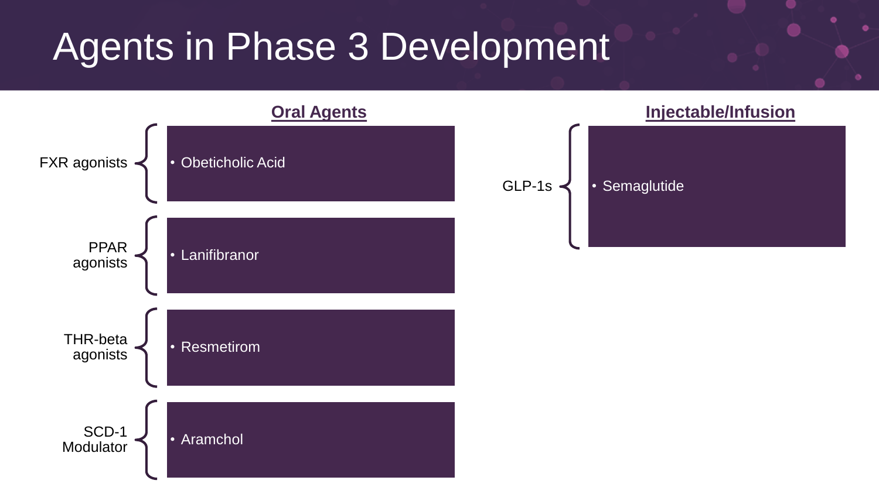# Agents in Phase 3 Development

## Oral Agents

**FXR agonists**
- Obeticholic Acid

**PPAR agonists**
- Lanifibranor

**THR-beta agonists**
- Resmetirom

**SCD-1 Modulator**
- Aramchol

## Injectable/Infusion

**GLP-1s**
- Semaglutide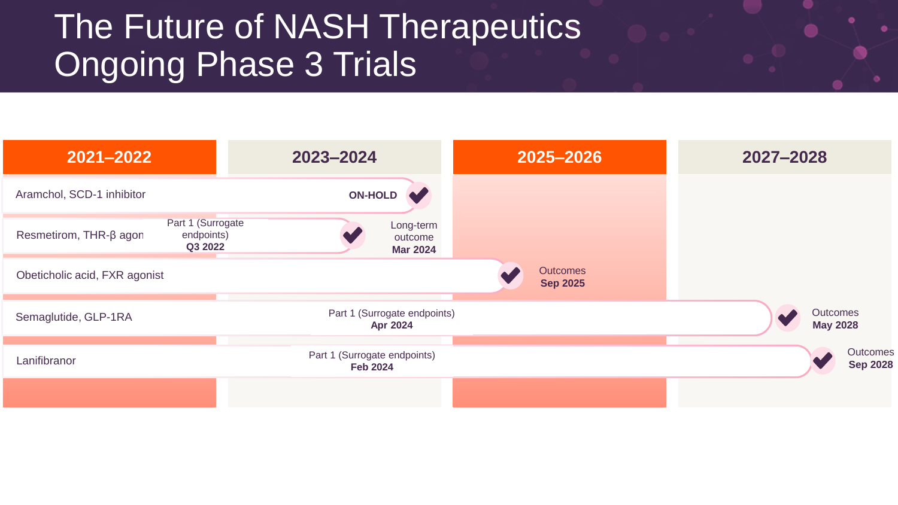# The Future of NASH Therapeutics
# Ongoing Phase 3 Trials

| | 2021–2022 | 2023–2024 | 2025–2026 | 2027–2028 |
|---|---|---|---|---|
| Aramchol, SCD-1 inhibitor | | **ON-HOLD** | | |
| Resmetirom, THR-β agon | Part 1 (Surrogate endpoints) **Q3 2022** | Long-term outcome **Mar 2024** | | |
| Obeticholic acid, FXR agonist | | | Outcomes **Sep 2025** | |
| Semaglutide, GLP-1RA | | Part 1 (Surrogate endpoints) **Apr 2024** | | Outcomes **May 2028** |
| Lanifibranor | | Part 1 (Surrogate endpoints) **Feb 2024** | | Outcomes **Sep 2028** |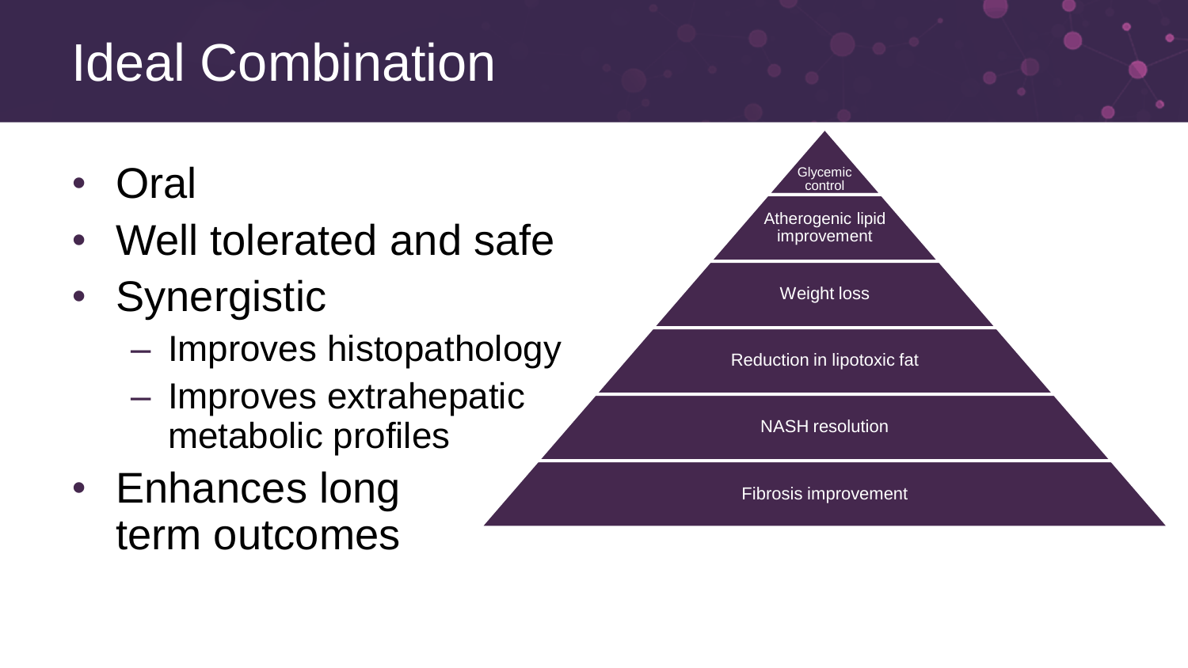# Ideal Combination

- Oral
- Well tolerated and safe
- Synergistic
  - Improves histopathology
  - Improves extrahepatic metabolic profiles
- Enhances long term outcomes

Glycemic control

Atherogenic lipid improvement

Weight loss

Reduction in lipotoxic fat

NASH resolution

Fibrosis improvement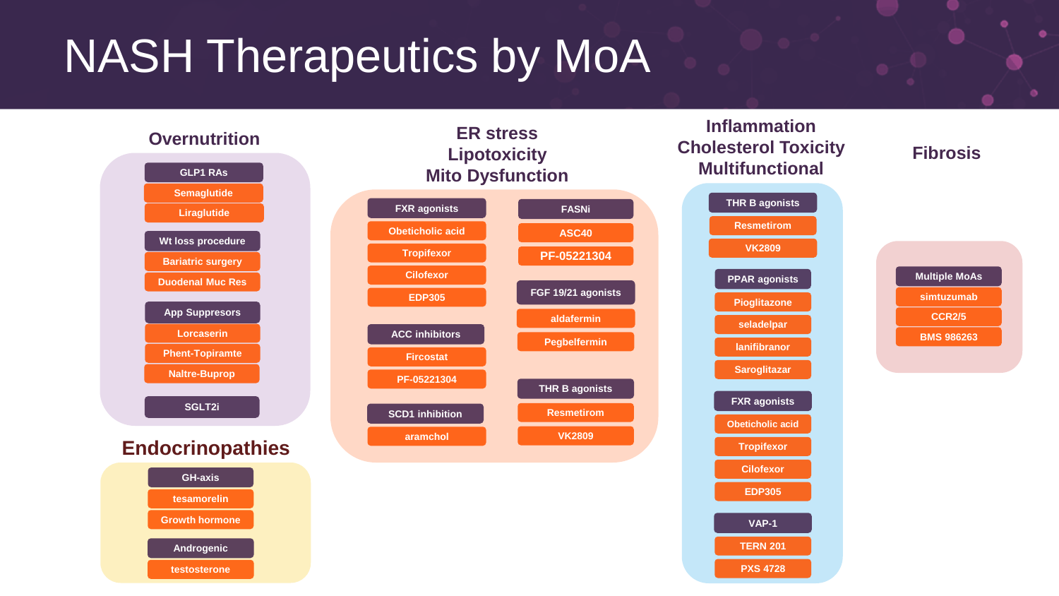# NASH Therapeutics by MoA

## Overnutrition

**GLP1 RAs**
- Semaglutide
- Liraglutide

**Wt loss procedure**
- Bariatric surgery
- Duodenal Muc Res

**App Suppresors**
- Lorcaserin
- Phent-Topiramte
- Naltre-Buprop

**SGLT2i**

## Endocrinopathies

**GH-axis**
- tesamorelin
- Growth hormone

**Androgenic**
- testosterone

## ER stress Lipotoxicity Mito Dysfunction

**FXR agonists**
- Obeticholic acid
- Tropifexor
- Cilofexor
- EDP305

**ACC inhibitors**
- Fircostat
- PF-05221304

**SCD1 inhibition**
- aramchol

**FASNi**
- ASC40
- PF-05221304

**FGF 19/21 agonists**
- aldafermin
- Pegbelfermin

**THR B agonists**
- Resmetirom
- VK2809

## Inflammation Cholesterol Toxicity Multifunctional

**THR B agonists**
- Resmetirom
- VK2809

**PPAR agonists**
- Pioglitazone
- seladelpar
- lanifibranor
- Saroglitazar

**FXR agonists**
- Obeticholic acid
- Tropifexor
- Cilofexor
- EDP305

**VAP-1**
- TERN 201
- PXS 4728

## Fibrosis

**Multiple MoAs**
- simtuzumab
- CCR2/5
- BMS 986263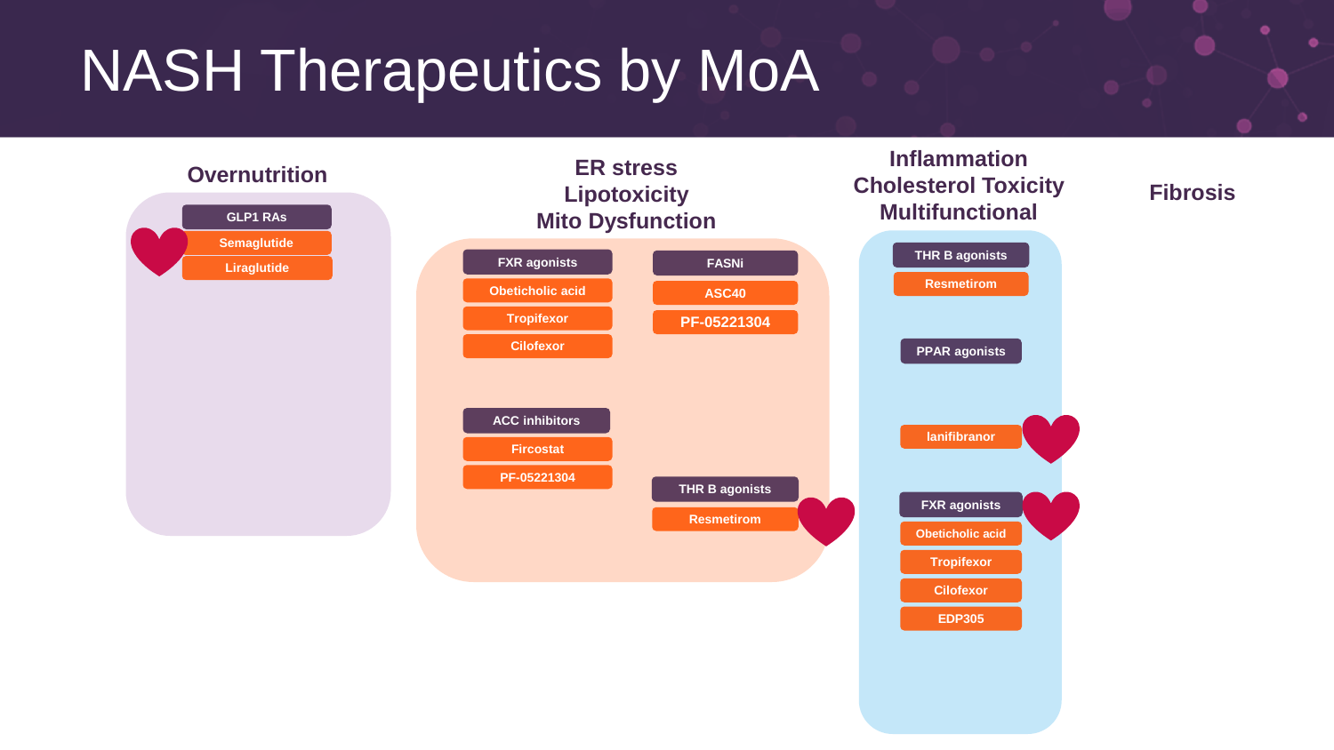# NASH Therapeutics by MoA

## Overnutrition

**GLP1 RAs**
- Semaglutide
- Liraglutide

## ER stress Lipotoxicity Mito Dysfunction

**FXR agonists**
- Obeticholic acid
- Tropifexor
- Cilofexor

**FASNi**
- ASC40
- PF-05221304

**ACC inhibitors**
- Fircostat
- PF-05221304

**THR B agonists**
- Resmetirom

## Inflammation Cholesterol Toxicity Multifunctional

**THR B agonists**
- Resmetirom

**PPAR agonists**
- lanifibranor

**FXR agonists**
- Obeticholic acid
- Tropifexor
- Cilofexor
- EDP305

## Fibrosis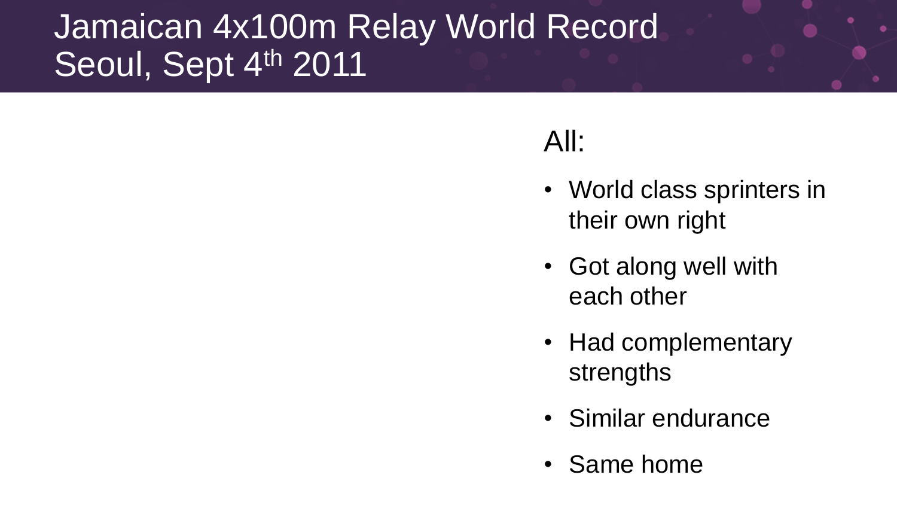# Jamaican 4x100m Relay World Record
# Seoul, Sept 4th 2011

All:

- World class sprinters in their own right
- Got along well with each other
- Had complementary strengths
- Similar endurance
- Same home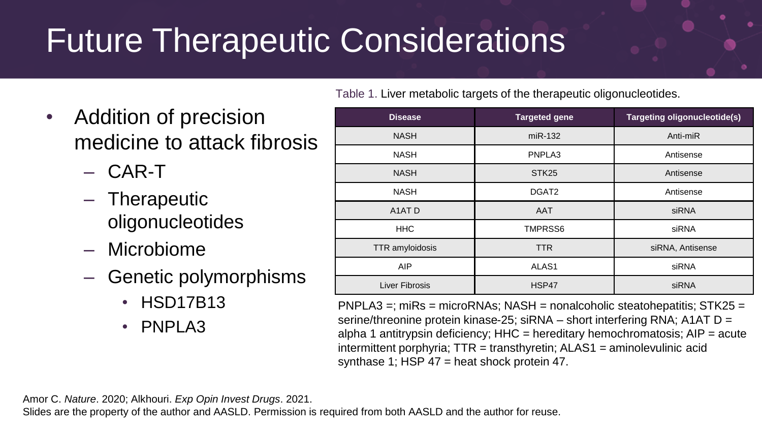# Future Therapeutic Considerations

- Addition of precision medicine to attack fibrosis
  - CAR-T
  - Therapeutic oligonucleotides
  - Microbiome
  - Genetic polymorphisms
    - HSD17B13
    - PNPLA3

Table 1. Liver metabolic targets of the therapeutic oligonucleotides.

| Disease | Targeted gene | Targeting oligonucleotide(s) |
|---|---|---|
| NASH | miR-132 | Anti-miR |
| NASH | PNPLA3 | Antisense |
| NASH | STK25 | Antisense |
| NASH | DGAT2 | Antisense |
| A1AT D | AAT | siRNA |
| HHC | TMPRSS6 | siRNA |
| TTR amyloidosis | TTR | siRNA, Antisense |
| AIP | ALAS1 | siRNA |
| Liver Fibrosis | HSP47 | siRNA |

PNPLA3 =; miRs = microRNAs; NASH = nonalcoholic steatohepatitis; STK25 = serine/threonine protein kinase-25; siRNA – short interfering RNA; A1AT D = alpha 1 antitrypsin deficiency; HHC = hereditary hemochromatosis; AIP = acute intermittent porphyria; TTR = transthyretin; ALAS1 = aminolevulinic acid synthase 1; HSP 47 = heat shock protein 47.

Amor C. *Nature*. 2020; Alkhouri. *Exp Opin Invest Drugs*. 2021.

Slides are the property of the author and AASLD. Permission is required from both AASLD and the author for reuse.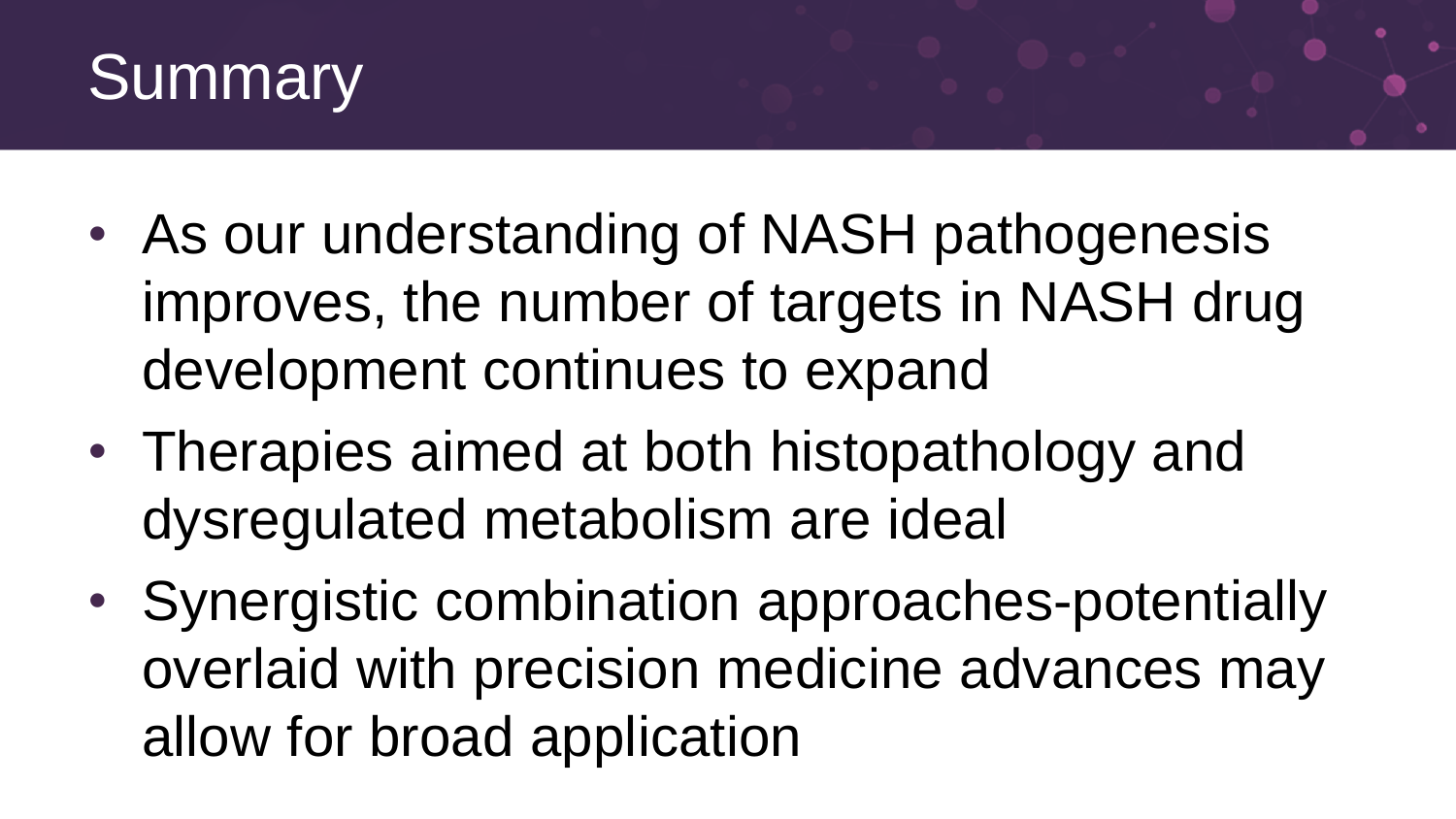# Summary

- As our understanding of NASH pathogenesis improves, the number of targets in NASH drug development continues to expand
- Therapies aimed at both histopathology and dysregulated metabolism are ideal
- Synergistic combination approaches-potentially overlaid with precision medicine advances may allow for broad application